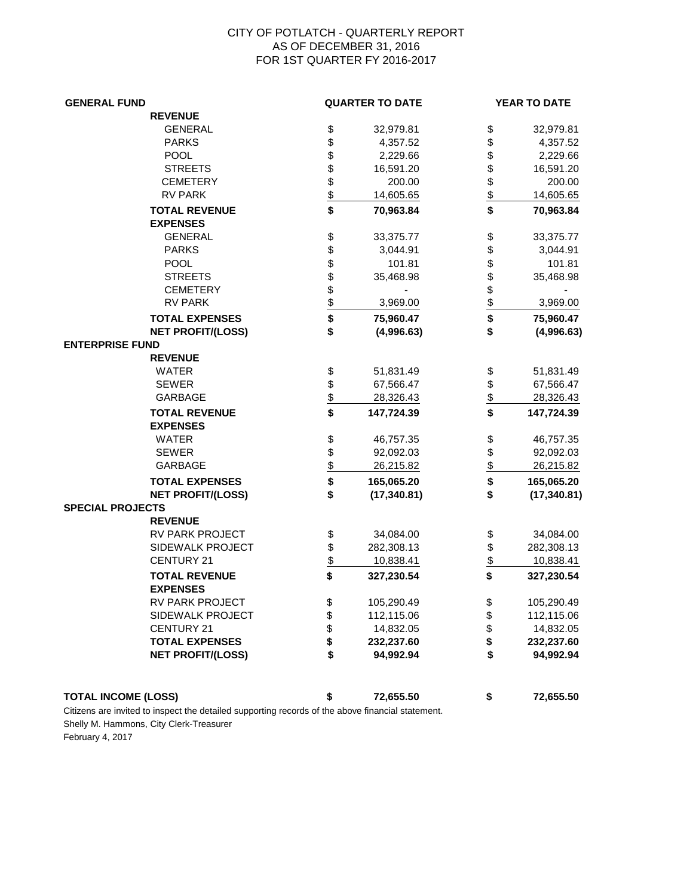# CITY OF POTLATCH - QUARTERLY REPORT
## AS OF DECEMBER 31, 2016
## FOR 1ST QUARTER FY 2016-2017

| GENERAL FUND | QUARTER TO DATE | YEAR TO DATE |
|---|---|---|
| **REVENUE** | | |
| GENERAL | $ 32,979.81 | $ 32,979.81 |
| PARKS | $ 4,357.52 | $ 4,357.52 |
| POOL | $ 2,229.66 | $ 2,229.66 |
| STREETS | $ 16,591.20 | $ 16,591.20 |
| CEMETERY | $ 200.00 | $ 200.00 |
| RV PARK | $ 14,605.65 | $ 14,605.65 |
| **TOTAL REVENUE** | **$ 70,963.84** | **$ 70,963.84** |
| **EXPENSES** | | |
| GENERAL | $ 33,375.77 | $ 33,375.77 |
| PARKS | $ 3,044.91 | $ 3,044.91 |
| POOL | $ 101.81 | $ 101.81 |
| STREETS | $ 35,468.98 | $ 35,468.98 |
| CEMETERY | $ - | $ - |
| RV PARK | $ 3,969.00 | $ 3,969.00 |
| **TOTAL EXPENSES** | **$ 75,960.47** | **$ 75,960.47** |
| **NET PROFIT/(LOSS)** | **$ (4,996.63)** | **$ (4,996.63)** |
| **ENTERPRISE FUND** | | |
| **REVENUE** | | |
| WATER | $ 51,831.49 | $ 51,831.49 |
| SEWER | $ 67,566.47 | $ 67,566.47 |
| GARBAGE | $ 28,326.43 | $ 28,326.43 |
| **TOTAL REVENUE** | **$ 147,724.39** | **$ 147,724.39** |
| **EXPENSES** | | |
| WATER | $ 46,757.35 | $ 46,757.35 |
| SEWER | $ 92,092.03 | $ 92,092.03 |
| GARBAGE | $ 26,215.82 | $ 26,215.82 |
| **TOTAL EXPENSES** | **$ 165,065.20** | **$ 165,065.20** |
| **NET PROFIT/(LOSS)** | **$ (17,340.81)** | **$ (17,340.81)** |
| **SPECIAL PROJECTS** | | |
| **REVENUE** | | |
| RV PARK PROJECT | $ 34,084.00 | $ 34,084.00 |
| SIDEWALK PROJECT | $ 282,308.13 | $ 282,308.13 |
| CENTURY 21 | $ 10,838.41 | $ 10,838.41 |
| **TOTAL REVENUE** | **$ 327,230.54** | **$ 327,230.54** |
| **EXPENSES** | | |
| RV PARK PROJECT | $ 105,290.49 | $ 105,290.49 |
| SIDEWALK PROJECT | $ 112,115.06 | $ 112,115.06 |
| CENTURY 21 | $ 14,832.05 | $ 14,832.05 |
| **TOTAL EXPENSES** | **$ 232,237.60** | **$ 232,237.60** |
| **NET PROFIT/(LOSS)** | **$ 94,992.94** | **$ 94,992.94** |
| | | |
| **TOTAL INCOME (LOSS)** | **$ 72,655.50** | **$ 72,655.50** |

Citizens are invited to inspect the detailed supporting records of the above financial statement.

Shelly M. Hammons, City Clerk-Treasurer

February 4, 2017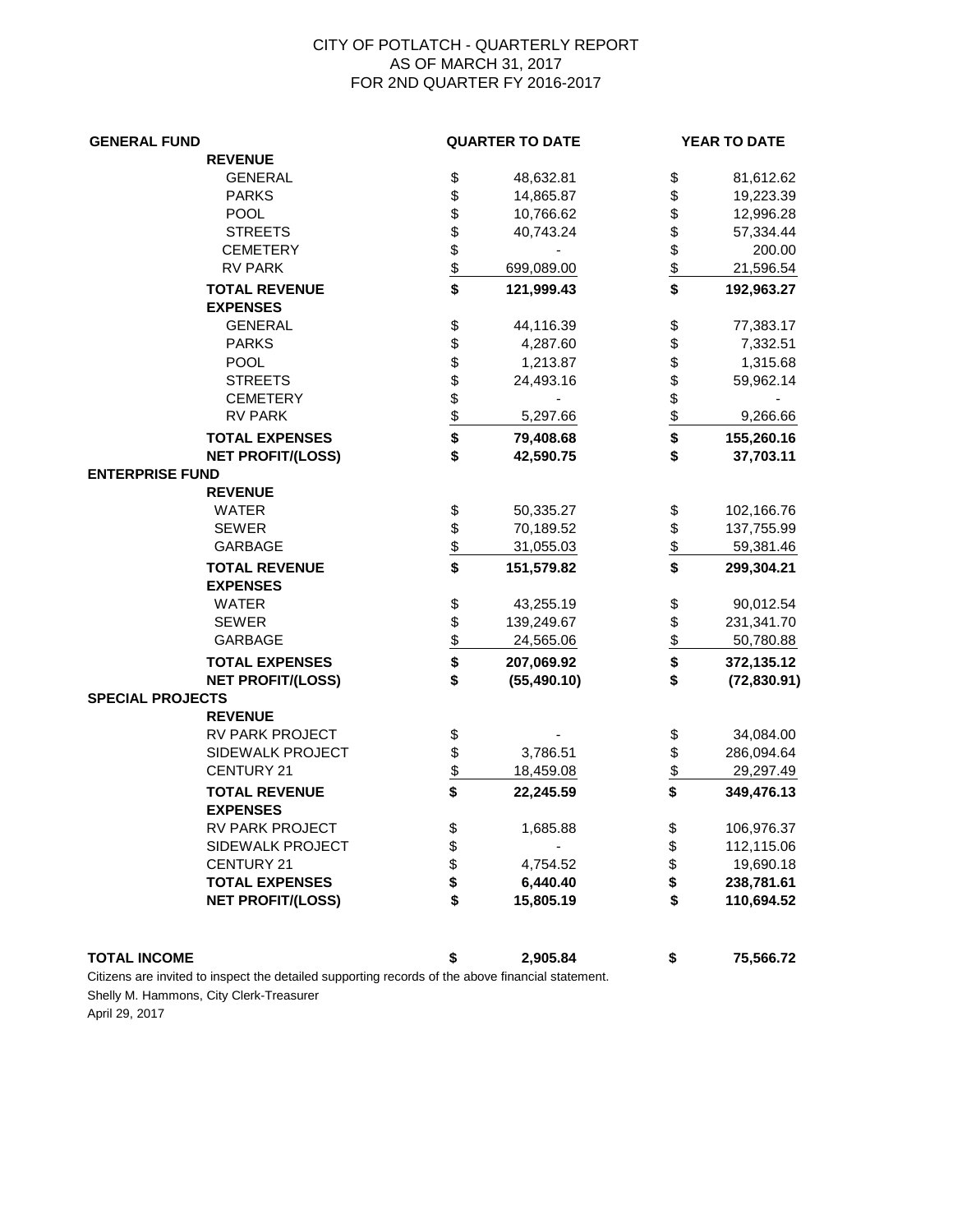CITY OF POTLATCH - QUARTERLY REPORT
AS OF MARCH 31, 2017
FOR 2ND QUARTER FY 2016-2017

| **GENERAL FUND** | **QUARTER TO DATE** | **YEAR TO DATE** |
|---|---|---|
| **REVENUE** | | |
| GENERAL | $ 48,632.81 | $ 81,612.62 |
| PARKS | $ 14,865.87 | $ 19,223.39 |
| POOL | $ 10,766.62 | $ 12,996.28 |
| STREETS | $ 40,743.24 | $ 57,334.44 |
| CEMETERY | $ - | $ 200.00 |
| RV PARK | $ 699,089.00 | $ 21,596.54 |
| **TOTAL REVENUE** | **$ 121,999.43** | **$ 192,963.27** |
| **EXPENSES** | | |
| GENERAL | $ 44,116.39 | $ 77,383.17 |
| PARKS | $ 4,287.60 | $ 7,332.51 |
| POOL | $ 1,213.87 | $ 1,315.68 |
| STREETS | $ 24,493.16 | $ 59,962.14 |
| CEMETERY | $ - | $ - |
| RV PARK | $ 5,297.66 | $ 9,266.66 |
| **TOTAL EXPENSES** | **$ 79,408.68** | **$ 155,260.16** |
| **NET PROFIT/(LOSS)** | **$ 42,590.75** | **$ 37,703.11** |
| **ENTERPRISE FUND** | | |
| **REVENUE** | | |
| WATER | $ 50,335.27 | $ 102,166.76 |
| SEWER | $ 70,189.52 | $ 137,755.99 |
| GARBAGE | $ 31,055.03 | $ 59,381.46 |
| **TOTAL REVENUE** | **$ 151,579.82** | **$ 299,304.21** |
| **EXPENSES** | | |
| WATER | $ 43,255.19 | $ 90,012.54 |
| SEWER | $ 139,249.67 | $ 231,341.70 |
| GARBAGE | $ 24,565.06 | $ 50,780.88 |
| **TOTAL EXPENSES** | **$ 207,069.92** | **$ 372,135.12** |
| **NET PROFIT/(LOSS)** | **$ (55,490.10)** | **$ (72,830.91)** |
| **SPECIAL PROJECTS** | | |
| **REVENUE** | | |
| RV PARK PROJECT | $ - | $ 34,084.00 |
| SIDEWALK PROJECT | $ 3,786.51 | $ 286,094.64 |
| CENTURY 21 | $ 18,459.08 | $ 29,297.49 |
| **TOTAL REVENUE** | **$ 22,245.59** | **$ 349,476.13** |
| **EXPENSES** | | |
| RV PARK PROJECT | $ 1,685.88 | $ 106,976.37 |
| SIDEWALK PROJECT | $ - | $ 112,115.06 |
| CENTURY 21 | $ 4,754.52 | $ 19,690.18 |
| **TOTAL EXPENSES** | **$ 6,440.40** | **$ 238,781.61** |
| **NET PROFIT/(LOSS)** | **$ 15,805.19** | **$ 110,694.52** |
| | | |
| **TOTAL INCOME** | **$ 2,905.84** | **$ 75,566.72** |

Citizens are invited to inspect the detailed supporting records of the above financial statement.

Shelly M. Hammons, City Clerk-Treasurer

April 29, 2017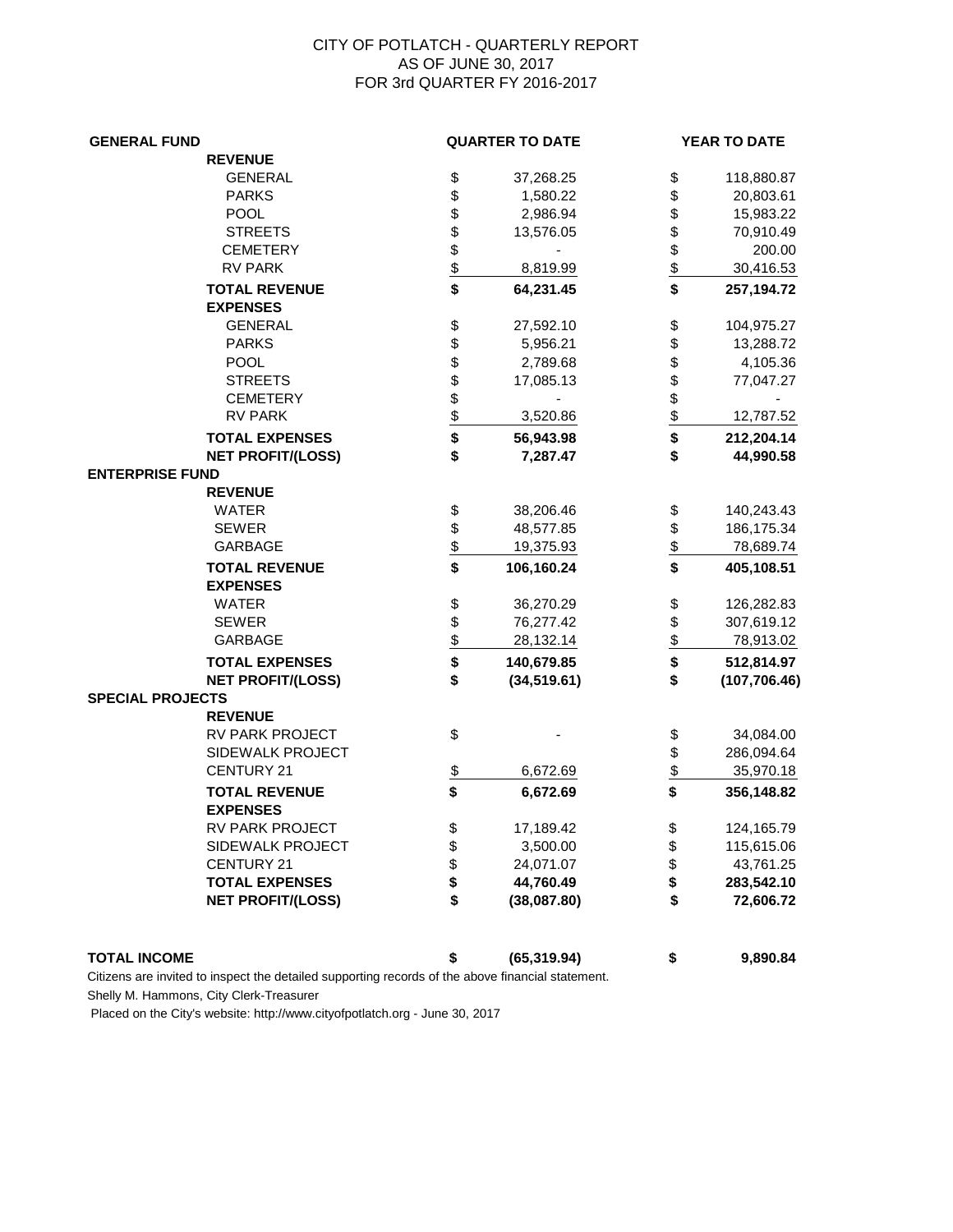# CITY OF POTLATCH - QUARTERLY REPORT
## AS OF JUNE 30, 2017
## FOR 3rd QUARTER FY 2016-2017

| GENERAL FUND | | QUARTER TO DATE | YEAR TO DATE |
|---|---|---|---|
| | **REVENUE** | | |
| | GENERAL | $ 37,268.25 | $ 118,880.87 |
| | PARKS | $ 1,580.22 | $ 20,803.61 |
| | POOL | $ 2,986.94 | $ 15,983.22 |
| | STREETS | $ 13,576.05 | $ 70,910.49 |
| | CEMETERY | $ - | $ 200.00 |
| | RV PARK | $ 8,819.99 | $ 30,416.53 |
| | **TOTAL REVENUE** | **$ 64,231.45** | **$ 257,194.72** |
| | **EXPENSES** | | |
| | GENERAL | $ 27,592.10 | $ 104,975.27 |
| | PARKS | $ 5,956.21 | $ 13,288.72 |
| | POOL | $ 2,789.68 | $ 4,105.36 |
| | STREETS | $ 17,085.13 | $ 77,047.27 |
| | CEMETERY | $ - | $ - |
| | RV PARK | $ 3,520.86 | $ 12,787.52 |
| | **TOTAL EXPENSES** | **$ 56,943.98** | **$ 212,204.14** |
| | **NET PROFIT/(LOSS)** | **$ 7,287.47** | **$ 44,990.58** |
| **ENTERPRISE FUND** | | | |
| | **REVENUE** | | |
| | WATER | $ 38,206.46 | $ 140,243.43 |
| | SEWER | $ 48,577.85 | $ 186,175.34 |
| | GARBAGE | $ 19,375.93 | $ 78,689.74 |
| | **TOTAL REVENUE** | **$ 106,160.24** | **$ 405,108.51** |
| | **EXPENSES** | | |
| | WATER | $ 36,270.29 | $ 126,282.83 |
| | SEWER | $ 76,277.42 | $ 307,619.12 |
| | GARBAGE | $ 28,132.14 | $ 78,913.02 |
| | **TOTAL EXPENSES** | **$ 140,679.85** | **$ 512,814.97** |
| | **NET PROFIT/(LOSS)** | **$ (34,519.61)** | **$ (107,706.46)** |
| **SPECIAL PROJECTS** | | | |
| | **REVENUE** | | |
| | RV PARK PROJECT | $ - | $ 34,084.00 |
| | SIDEWALK PROJECT | | $ 286,094.64 |
| | CENTURY 21 | $ 6,672.69 | $ 35,970.18 |
| | **TOTAL REVENUE** | **$ 6,672.69** | **$ 356,148.82** |
| | **EXPENSES** | | |
| | RV PARK PROJECT | $ 17,189.42 | $ 124,165.79 |
| | SIDEWALK PROJECT | $ 3,500.00 | $ 115,615.06 |
| | CENTURY 21 | $ 24,071.07 | $ 43,761.25 |
| | **TOTAL EXPENSES** | **$ 44,760.49** | **$ 283,542.10** |
| | **NET PROFIT/(LOSS)** | **$ (38,087.80)** | **$ 72,606.72** |
| **TOTAL INCOME** | | **$ (65,319.94)** | **$ 9,890.84** |

Citizens are invited to inspect the detailed supporting records of the above financial statement.

Shelly M. Hammons, City Clerk-Treasurer

Placed on the City's website: http://www.cityofpotlatch.org - June 30, 2017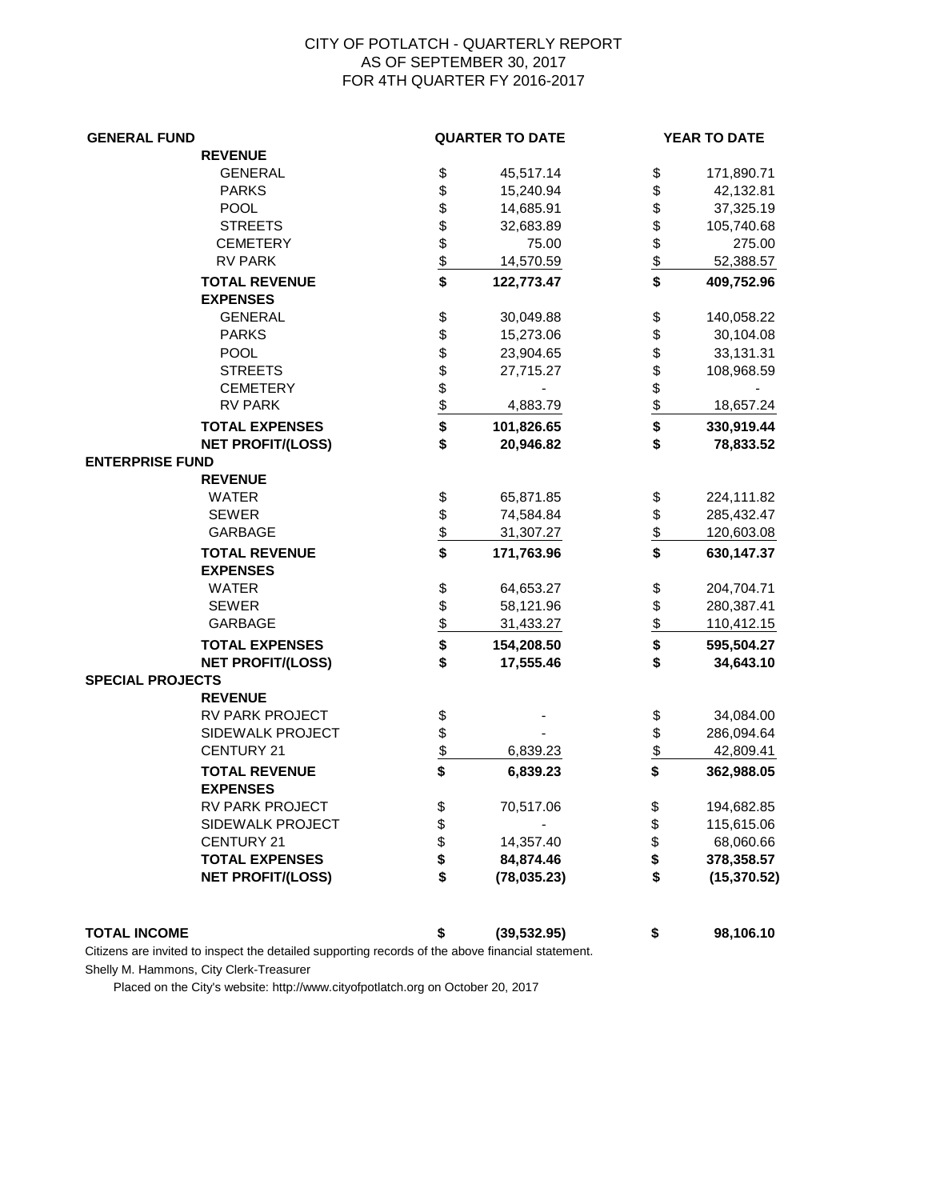CITY OF POTLATCH - QUARTERLY REPORT
AS OF SEPTEMBER 30, 2017
FOR 4TH QUARTER FY 2016-2017

| | | QUARTER TO DATE | YEAR TO DATE |
|---|---|---|---|
| **GENERAL FUND** | | | |
| | **REVENUE** | | |
| | GENERAL | $ 45,517.14 | $ 171,890.71 |
| | PARKS | $ 15,240.94 | $ 42,132.81 |
| | POOL | $ 14,685.91 | $ 37,325.19 |
| | STREETS | $ 32,683.89 | $ 105,740.68 |
| | CEMETERY | $ 75.00 | $ 275.00 |
| | RV PARK | $ 14,570.59 | $ 52,388.57 |
| | **TOTAL REVENUE** | **$ 122,773.47** | **$ 409,752.96** |
| | **EXPENSES** | | |
| | GENERAL | $ 30,049.88 | $ 140,058.22 |
| | PARKS | $ 15,273.06 | $ 30,104.08 |
| | POOL | $ 23,904.65 | $ 33,131.31 |
| | STREETS | $ 27,715.27 | $ 108,968.59 |
| | CEMETERY | $ - | $ - |
| | RV PARK | $ 4,883.79 | $ 18,657.24 |
| | **TOTAL EXPENSES** | **$ 101,826.65** | **$ 330,919.44** |
| | **NET PROFIT/(LOSS)** | **$ 20,946.82** | **$ 78,833.52** |
| **ENTERPRISE FUND** | | | |
| | **REVENUE** | | |
| | WATER | $ 65,871.85 | $ 224,111.82 |
| | SEWER | $ 74,584.84 | $ 285,432.47 |
| | GARBAGE | $ 31,307.27 | $ 120,603.08 |
| | **TOTAL REVENUE** | **$ 171,763.96** | **$ 630,147.37** |
| | **EXPENSES** | | |
| | WATER | $ 64,653.27 | $ 204,704.71 |
| | SEWER | $ 58,121.96 | $ 280,387.41 |
| | GARBAGE | $ 31,433.27 | $ 110,412.15 |
| | **TOTAL EXPENSES** | **$ 154,208.50** | **$ 595,504.27** |
| | **NET PROFIT/(LOSS)** | **$ 17,555.46** | **$ 34,643.10** |
| **SPECIAL PROJECTS** | | | |
| | **REVENUE** | | |
| | RV PARK PROJECT | $ - | $ 34,084.00 |
| | SIDEWALK PROJECT | $ - | $ 286,094.64 |
| | CENTURY 21 | $ 6,839.23 | $ 42,809.41 |
| | **TOTAL REVENUE** | **$ 6,839.23** | **$ 362,988.05** |
| | **EXPENSES** | | |
| | RV PARK PROJECT | $ 70,517.06 | $ 194,682.85 |
| | SIDEWALK PROJECT | $ - | $ 115,615.06 |
| | CENTURY 21 | $ 14,357.40 | $ 68,060.66 |
| | **TOTAL EXPENSES** | **$ 84,874.46** | **$ 378,358.57** |
| | **NET PROFIT/(LOSS)** | **$ (78,035.23)** | **$ (15,370.52)** |
| **TOTAL INCOME** | | **$ (39,532.95)** | **$ 98,106.10** |

Citizens are invited to inspect the detailed supporting records of the above financial statement.

Shelly M. Hammons, City Clerk-Treasurer

Placed on the City's website: http://www.cityofpotlatch.org on October 20, 2017